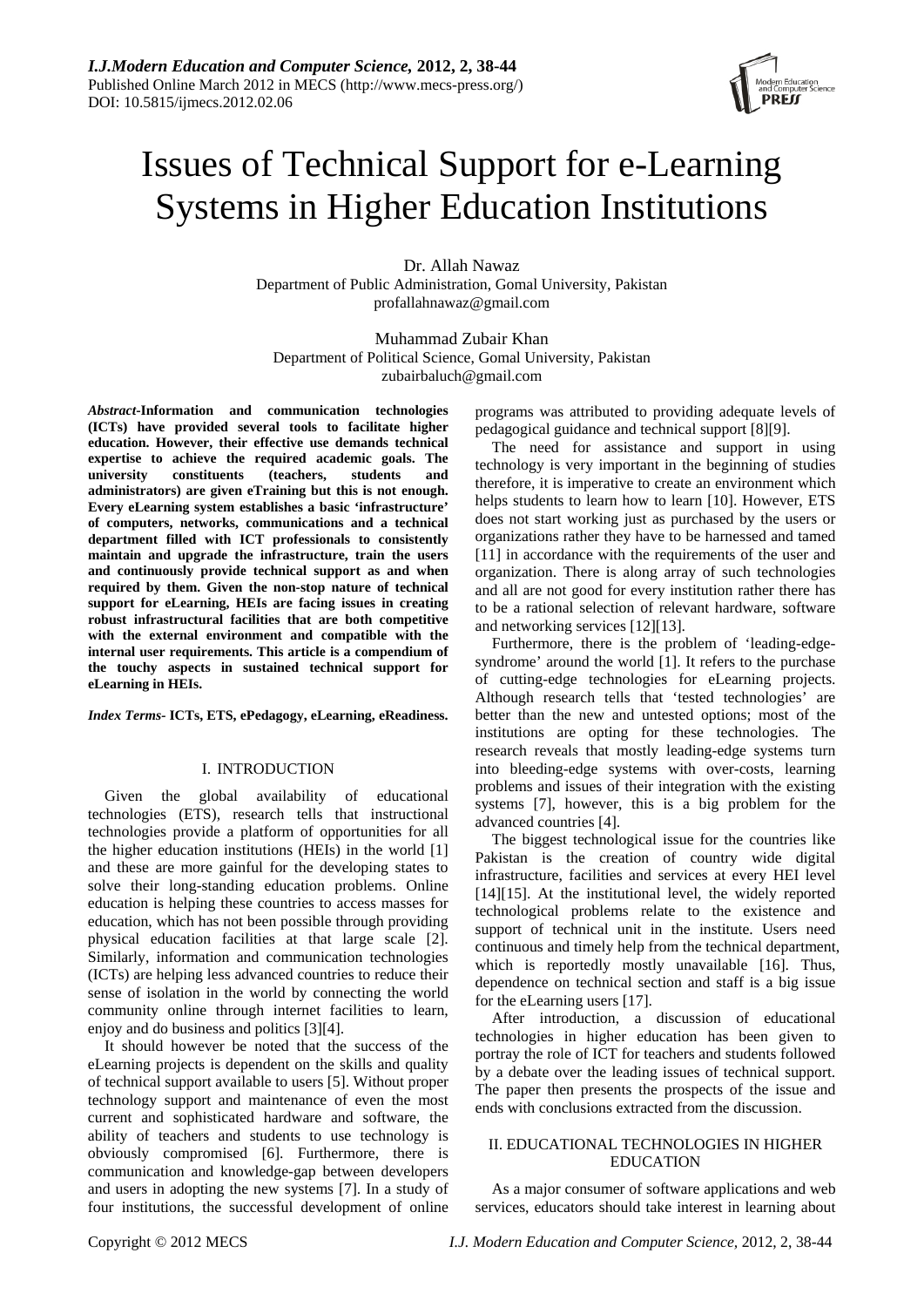# Issues of Technical Support for e-Learning Systems in Higher Education Institutions

Dr. Allah Nawaz
Department of Public Administration, Gomal University, Pakistan
profallahnawaz@gmail.com

Muhammad Zubair Khan
Department of Political Science, Gomal University, Pakistan
zubairbaluch@gmail.com

***Abstract*-Information and communication technologies (ICTs) have provided several tools to facilitate higher education. However, their effective use demands technical expertise to achieve the required academic goals. The university constituents (teachers, students and administrators) are given eTraining but this is not enough. Every eLearning system establishes a basic 'infrastructure' of computers, networks, communications and a technical department filled with ICT professionals to consistently maintain and upgrade the infrastructure, train the users and continuously provide technical support as and when required by them. Given the non-stop nature of technical support for eLearning, HEIs are facing issues in creating robust infrastructural facilities that are both competitive with the external environment and compatible with the internal user requirements. This article is a compendium of the touchy aspects in sustained technical support for eLearning in HEIs.**

***Index Terms*- ICTs, ETS, ePedagogy, eLearning, eReadiness.**

## I. INTRODUCTION

Given the global availability of educational technologies (ETS), research tells that instructional technologies provide a platform of opportunities for all the higher education institutions (HEIs) in the world [1] and these are more gainful for the developing states to solve their long-standing education problems. Online education is helping these countries to access masses for education, which has not been possible through providing physical education facilities at that large scale [2]. Similarly, information and communication technologies (ICTs) are helping less advanced countries to reduce their sense of isolation in the world by connecting the world community online through internet facilities to learn, enjoy and do business and politics [3][4].

It should however be noted that the success of the eLearning projects is dependent on the skills and quality of technical support available to users [5]. Without proper technology support and maintenance of even the most current and sophisticated hardware and software, the ability of teachers and students to use technology is obviously compromised [6]. Furthermore, there is communication and knowledge-gap between developers and users in adopting the new systems [7]. In a study of four institutions, the successful development of online programs was attributed to providing adequate levels of pedagogical guidance and technical support [8][9].

The need for assistance and support in using technology is very important in the beginning of studies therefore, it is imperative to create an environment which helps students to learn how to learn [10]. However, ETS does not start working just as purchased by the users or organizations rather they have to be harnessed and tamed [11] in accordance with the requirements of the user and organization. There is along array of such technologies and all are not good for every institution rather there has to be a rational selection of relevant hardware, software and networking services [12][13].

Furthermore, there is the problem of 'leading-edge-syndrome' around the world [1]. It refers to the purchase of cutting-edge technologies for eLearning projects. Although research tells that 'tested technologies' are better than the new and untested options; most of the institutions are opting for these technologies. The research reveals that mostly leading-edge systems turn into bleeding-edge systems with over-costs, learning problems and issues of their integration with the existing systems [7], however, this is a big problem for the advanced countries [4].

The biggest technological issue for the countries like Pakistan is the creation of country wide digital infrastructure, facilities and services at every HEI level [14][15]. At the institutional level, the widely reported technological problems relate to the existence and support of technical unit in the institute. Users need continuous and timely help from the technical department, which is reportedly mostly unavailable [16]. Thus, dependence on technical section and staff is a big issue for the eLearning users [17].

After introduction, a discussion of educational technologies in higher education has been given to portray the role of ICT for teachers and students followed by a debate over the leading issues of technical support. The paper then presents the prospects of the issue and ends with conclusions extracted from the discussion.

## II. EDUCATIONAL TECHNOLOGIES IN HIGHER EDUCATION

As a major consumer of software applications and web services, educators should take interest in learning about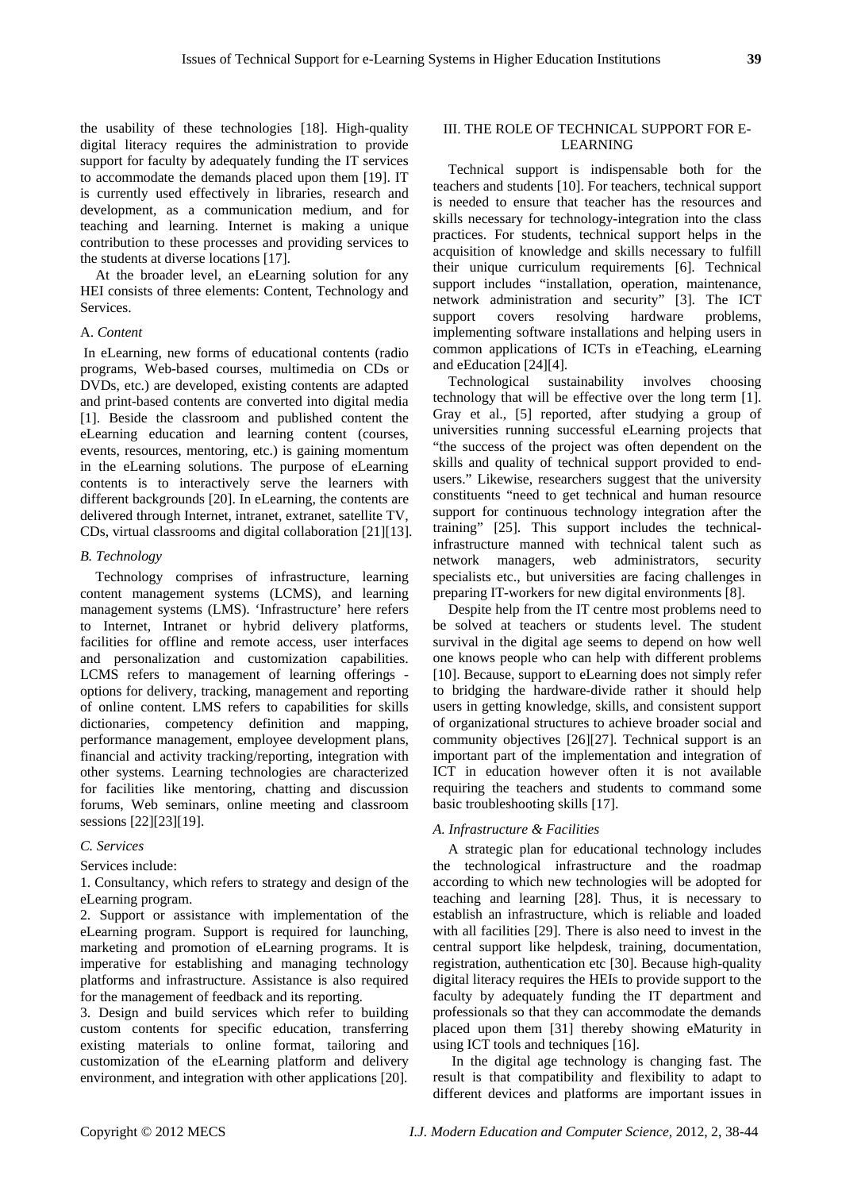the usability of these technologies [18]. High-quality digital literacy requires the administration to provide support for faculty by adequately funding the IT services to accommodate the demands placed upon them [19]. IT is currently used effectively in libraries, research and development, as a communication medium, and for teaching and learning. Internet is making a unique contribution to these processes and providing services to the students at diverse locations [17].

At the broader level, an eLearning solution for any HEI consists of three elements: Content, Technology and Services.

### A. *Content*

In eLearning, new forms of educational contents (radio programs, Web-based courses, multimedia on CDs or DVDs, etc.) are developed, existing contents are adapted and print-based contents are converted into digital media [1]. Beside the classroom and published content the eLearning education and learning content (courses, events, resources, mentoring, etc.) is gaining momentum in the eLearning solutions. The purpose of eLearning contents is to interactively serve the learners with different backgrounds [20]. In eLearning, the contents are delivered through Internet, intranet, extranet, satellite TV, CDs, virtual classrooms and digital collaboration [21][13].

### *B. Technology*

Technology comprises of infrastructure, learning content management systems (LCMS), and learning management systems (LMS). 'Infrastructure' here refers to Internet, Intranet or hybrid delivery platforms, facilities for offline and remote access, user interfaces and personalization and customization capabilities. LCMS refers to management of learning offerings - options for delivery, tracking, management and reporting of online content. LMS refers to capabilities for skills dictionaries, competency definition and mapping, performance management, employee development plans, financial and activity tracking/reporting, integration with other systems. Learning technologies are characterized for facilities like mentoring, chatting and discussion forums, Web seminars, online meeting and classroom sessions [22][23][19].

### *C. Services*

Services include:

1. Consultancy, which refers to strategy and design of the eLearning program.
2. Support or assistance with implementation of the eLearning program. Support is required for launching, marketing and promotion of eLearning programs. It is imperative for establishing and managing technology platforms and infrastructure. Assistance is also required for the management of feedback and its reporting.
3. Design and build services which refer to building custom contents for specific education, transferring existing materials to online format, tailoring and customization of the eLearning platform and delivery environment, and integration with other applications [20].

## III. THE ROLE OF TECHNICAL SUPPORT FOR E-LEARNING

Technical support is indispensable both for the teachers and students [10]. For teachers, technical support is needed to ensure that teacher has the resources and skills necessary for technology-integration into the class practices. For students, technical support helps in the acquisition of knowledge and skills necessary to fulfill their unique curriculum requirements [6]. Technical support includes "installation, operation, maintenance, network administration and security" [3]. The ICT support covers resolving hardware problems, implementing software installations and helping users in common applications of ICTs in eTeaching, eLearning and eEducation [24][4].

Technological sustainability involves choosing technology that will be effective over the long term [1]. Gray et al., [5] reported, after studying a group of universities running successful eLearning projects that "the success of the project was often dependent on the skills and quality of technical support provided to end-users." Likewise, researchers suggest that the university constituents "need to get technical and human resource support for continuous technology integration after the training" [25]. This support includes the technical-infrastructure manned with technical talent such as network managers, web administrators, security specialists etc., but universities are facing challenges in preparing IT-workers for new digital environments [8].

Despite help from the IT centre most problems need to be solved at teachers or students level. The student survival in the digital age seems to depend on how well one knows people who can help with different problems [10]. Because, support to eLearning does not simply refer to bridging the hardware-divide rather it should help users in getting knowledge, skills, and consistent support of organizational structures to achieve broader social and community objectives [26][27]. Technical support is an important part of the implementation and integration of ICT in education however often it is not available requiring the teachers and students to command some basic troubleshooting skills [17].

### *A. Infrastructure & Facilities*

A strategic plan for educational technology includes the technological infrastructure and the roadmap according to which new technologies will be adopted for teaching and learning [28]. Thus, it is necessary to establish an infrastructure, which is reliable and loaded with all facilities [29]. There is also need to invest in the central support like helpdesk, training, documentation, registration, authentication etc [30]. Because high-quality digital literacy requires the HEIs to provide support to the faculty by adequately funding the IT department and professionals so that they can accommodate the demands placed upon them [31] thereby showing eMaturity in using ICT tools and techniques [16].

In the digital age technology is changing fast. The result is that compatibility and flexibility to adapt to different devices and platforms are important issues in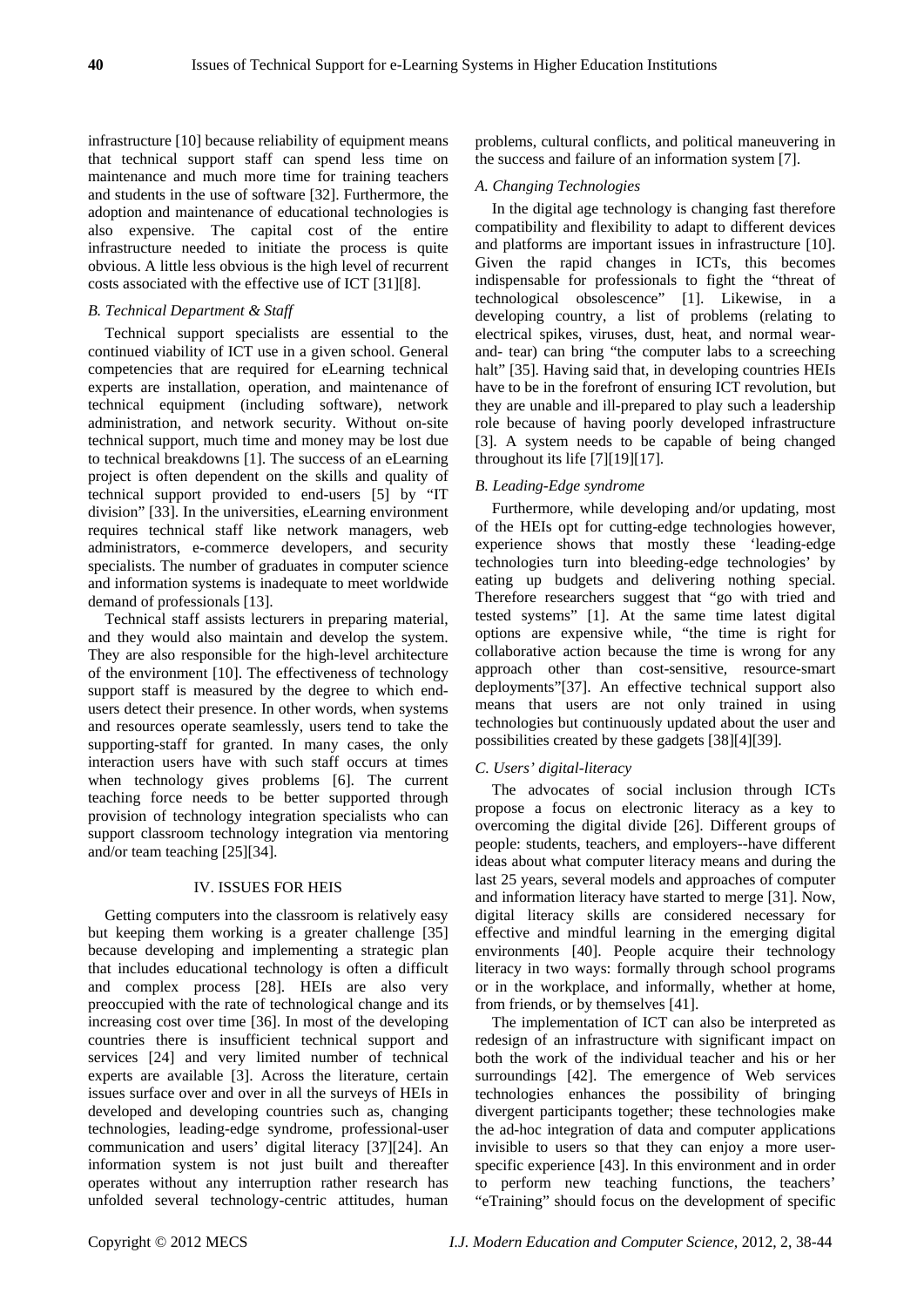infrastructure [10] because reliability of equipment means that technical support staff can spend less time on maintenance and much more time for training teachers and students in the use of software [32]. Furthermore, the adoption and maintenance of educational technologies is also expensive. The capital cost of the entire infrastructure needed to initiate the process is quite obvious. A little less obvious is the high level of recurrent costs associated with the effective use of ICT [31][8].

### *B. Technical Department & Staff*

Technical support specialists are essential to the continued viability of ICT use in a given school. General competencies that are required for eLearning technical experts are installation, operation, and maintenance of technical equipment (including software), network administration, and network security. Without on-site technical support, much time and money may be lost due to technical breakdowns [1]. The success of an eLearning project is often dependent on the skills and quality of technical support provided to end-users [5] by "IT division" [33]. In the universities, eLearning environment requires technical staff like network managers, web administrators, e-commerce developers, and security specialists. The number of graduates in computer science and information systems is inadequate to meet worldwide demand of professionals [13].

Technical staff assists lecturers in preparing material, and they would also maintain and develop the system. They are also responsible for the high-level architecture of the environment [10]. The effectiveness of technology support staff is measured by the degree to which end-users detect their presence. In other words, when systems and resources operate seamlessly, users tend to take the supporting-staff for granted. In many cases, the only interaction users have with such staff occurs at times when technology gives problems [6]. The current teaching force needs to be better supported through provision of technology integration specialists who can support classroom technology integration via mentoring and/or team teaching [25][34].

## IV. ISSUES FOR HEIS

Getting computers into the classroom is relatively easy but keeping them working is a greater challenge [35] because developing and implementing a strategic plan that includes educational technology is often a difficult and complex process [28]. HEIs are also very preoccupied with the rate of technological change and its increasing cost over time [36]. In most of the developing countries there is insufficient technical support and services [24] and very limited number of technical experts are available [3]. Across the literature, certain issues surface over and over in all the surveys of HEIs in developed and developing countries such as, changing technologies, leading-edge syndrome, professional-user communication and users' digital literacy [37][24]. An information system is not just built and thereafter operates without any interruption rather research has unfolded several technology-centric attitudes, human problems, cultural conflicts, and political maneuvering in the success and failure of an information system [7].

### *A. Changing Technologies*

In the digital age technology is changing fast therefore compatibility and flexibility to adapt to different devices and platforms are important issues in infrastructure [10]. Given the rapid changes in ICTs, this becomes indispensable for professionals to fight the "threat of technological obsolescence" [1]. Likewise, in a developing country, a list of problems (relating to electrical spikes, viruses, dust, heat, and normal wear-and- tear) can bring "the computer labs to a screeching halt" [35]. Having said that, in developing countries HEIs have to be in the forefront of ensuring ICT revolution, but they are unable and ill-prepared to play such a leadership role because of having poorly developed infrastructure [3]. A system needs to be capable of being changed throughout its life [7][19][17].

### *B. Leading-Edge syndrome*

Furthermore, while developing and/or updating, most of the HEIs opt for cutting-edge technologies however, experience shows that mostly these 'leading-edge technologies turn into bleeding-edge technologies' by eating up budgets and delivering nothing special. Therefore researchers suggest that "go with tried and tested systems" [1]. At the same time latest digital options are expensive while, "the time is right for collaborative action because the time is wrong for any approach other than cost-sensitive, resource-smart deployments"[37]. An effective technical support also means that users are not only trained in using technologies but continuously updated about the user and possibilities created by these gadgets [38][4][39].

### *C. Users' digital-literacy*

The advocates of social inclusion through ICTs propose a focus on electronic literacy as a key to overcoming the digital divide [26]. Different groups of people: students, teachers, and employers--have different ideas about what computer literacy means and during the last 25 years, several models and approaches of computer and information literacy have started to merge [31]. Now, digital literacy skills are considered necessary for effective and mindful learning in the emerging digital environments [40]. People acquire their technology literacy in two ways: formally through school programs or in the workplace, and informally, whether at home, from friends, or by themselves [41].

The implementation of ICT can also be interpreted as redesign of an infrastructure with significant impact on both the work of the individual teacher and his or her surroundings [42]. The emergence of Web services technologies enhances the possibility of bringing divergent participants together; these technologies make the ad-hoc integration of data and computer applications invisible to users so that they can enjoy a more user-specific experience [43]. In this environment and in order to perform new teaching functions, the teachers' "eTraining" should focus on the development of specific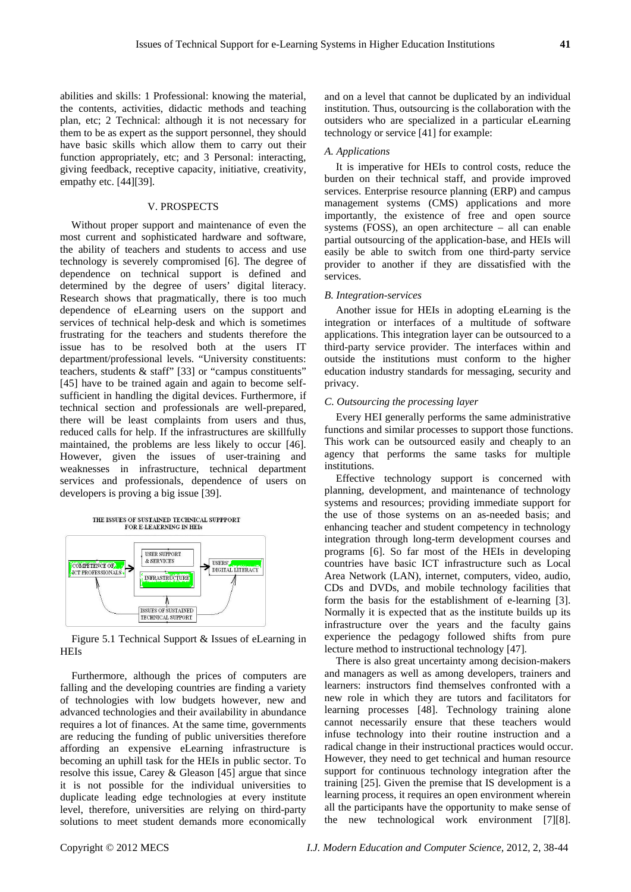abilities and skills: 1 Professional: knowing the material, the contents, activities, didactic methods and teaching plan, etc; 2 Technical: although it is not necessary for them to be as expert as the support personnel, they should have basic skills which allow them to carry out their function appropriately, etc; and 3 Personal: interacting, giving feedback, receptive capacity, initiative, creativity, empathy etc. [44][39].

## V. PROSPECTS

Without proper support and maintenance of even the most current and sophisticated hardware and software, the ability of teachers and students to access and use technology is severely compromised [6]. The degree of dependence on technical support is defined and determined by the degree of users' digital literacy. Research shows that pragmatically, there is too much dependence of eLearning users on the support and services of technical help-desk and which is sometimes frustrating for the teachers and students therefore the issue has to be resolved both at the users IT department/professional levels. "University constituents: teachers, students & staff" [33] or "campus constituents" [45] have to be trained again and again to become self-sufficient in handling the digital devices. Furthermore, if technical section and professionals are well-prepared, there will be least complaints from users and thus, reduced calls for help. If the infrastructures are skillfully maintained, the problems are less likely to occur [46]. However, given the issues of user-training and weaknesses in infrastructure, technical department services and professionals, dependence of users on developers is proving a big issue [39].

THE ISSUES OF SUSTAINED TECHNICAL SUPPPORT FOR E-LEAERNING IN HEIs

COMPETENCE OF ICT PROFESSIONALS → USER SUPPORT & SERVICES / INFRASTRUCTURE → USERS' DIGITAL LITERACY

ISSUES OF SUSTAINED TECHNICAL SUPPORT

Figure 5.1 Technical Support & Issues of eLearning in HEIs

Furthermore, although the prices of computers are falling and the developing countries are finding a variety of technologies with low budgets however, new and advanced technologies and their availability in abundance requires a lot of finances. At the same time, governments are reducing the funding of public universities therefore affording an expensive eLearning infrastructure is becoming an uphill task for the HEIs in public sector. To resolve this issue, Carey & Gleason [45] argue that since it is not possible for the individual universities to duplicate leading edge technologies at every institute level, therefore, universities are relying on third-party solutions to meet student demands more economically and on a level that cannot be duplicated by an individual institution. Thus, outsourcing is the collaboration with the outsiders who are specialized in a particular eLearning technology or service [41] for example:

### *A. Applications*

It is imperative for HEIs to control costs, reduce the burden on their technical staff, and provide improved services. Enterprise resource planning (ERP) and campus management systems (CMS) applications and more importantly, the existence of free and open source systems (FOSS), an open architecture – all can enable partial outsourcing of the application-base, and HEIs will easily be able to switch from one third-party service provider to another if they are dissatisfied with the services.

### *B. Integration-services*

Another issue for HEIs in adopting eLearning is the integration or interfaces of a multitude of software applications. This integration layer can be outsourced to a third-party service provider. The interfaces within and outside the institutions must conform to the higher education industry standards for messaging, security and privacy.

### *C. Outsourcing the processing layer*

Every HEI generally performs the same administrative functions and similar processes to support those functions. This work can be outsourced easily and cheaply to an agency that performs the same tasks for multiple institutions.

Effective technology support is concerned with planning, development, and maintenance of technology systems and resources; providing immediate support for the use of those systems on an as-needed basis; and enhancing teacher and student competency in technology integration through long-term development courses and programs [6]. So far most of the HEIs in developing countries have basic ICT infrastructure such as Local Area Network (LAN), internet, computers, video, audio, CDs and DVDs, and mobile technology facilities that form the basis for the establishment of e-learning [3]. Normally it is expected that as the institute builds up its infrastructure over the years and the faculty gains experience the pedagogy followed shifts from pure lecture method to instructional technology [47].

There is also great uncertainty among decision-makers and managers as well as among developers, trainers and learners: instructors find themselves confronted with a new role in which they are tutors and facilitators for learning processes [48]. Technology training alone cannot necessarily ensure that these teachers would infuse technology into their routine instruction and a radical change in their instructional practices would occur. However, they need to get technical and human resource support for continuous technology integration after the training [25]. Given the premise that IS development is a learning process, it requires an open environment wherein all the participants have the opportunity to make sense of the new technological work environment [7][8].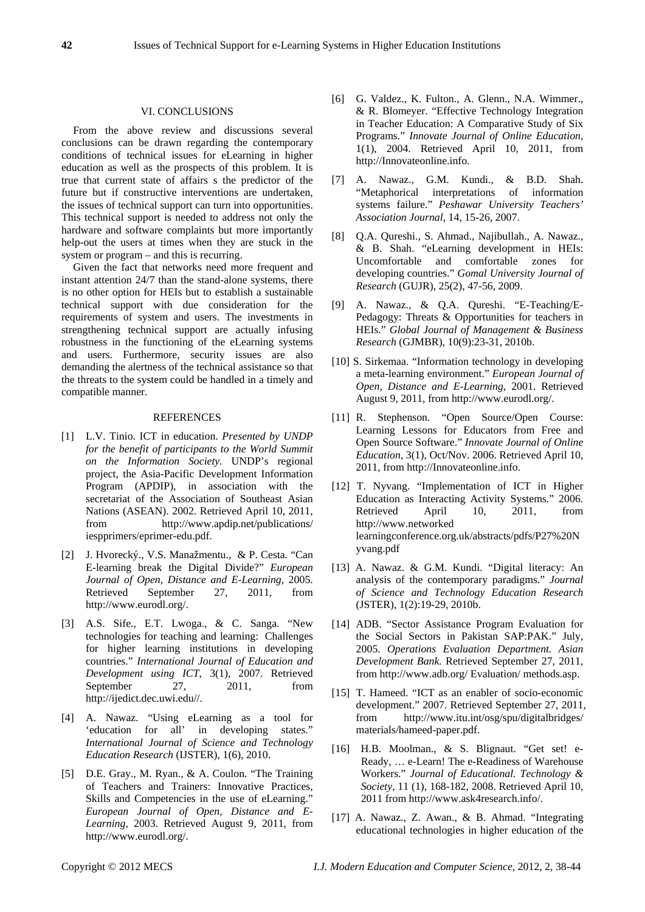## VI. CONCLUSIONS

From the above review and discussions several conclusions can be drawn regarding the contemporary conditions of technical issues for eLearning in higher education as well as the prospects of this problem. It is true that current state of affairs s the predictor of the future but if constructive interventions are undertaken, the issues of technical support can turn into opportunities. This technical support is needed to address not only the hardware and software complaints but more importantly help-out the users at times when they are stuck in the system or program – and this is recurring.

Given the fact that networks need more frequent and instant attention 24/7 than the stand-alone systems, there is no other option for HEIs but to establish a sustainable technical support with due consideration for the requirements of system and users. The investments in strengthening technical support are actually infusing robustness in the functioning of the eLearning systems and users. Furthermore, security issues are also demanding the alertness of the technical assistance so that the threats to the system could be handled in a timely and compatible manner.

## REFERENCES

[1] L.V. Tinio. ICT in education. *Presented by UNDP for the benefit of participants to the World Summit on the Information Society.* UNDP's regional project, the Asia-Pacific Development Information Program (APDIP), in association with the secretariat of the Association of Southeast Asian Nations (ASEAN). 2002. Retrieved April 10, 2011, from http://www.apdip.net/publications/iespprimers/eprimer-edu.pdf.

[2] J. Hvorecký., V.S. Manažmentu., & P. Cesta. "Can E-learning break the Digital Divide?" *European Journal of Open, Distance and E-Learning*, 2005. Retrieved September 27, 2011, from http://www.eurodl.org/.

[3] A.S. Sife., E.T. Lwoga., & C. Sanga. "New technologies for teaching and learning: Challenges for higher learning institutions in developing countries." *International Journal of Education and Development using ICT*, 3(1), 2007. Retrieved September 27, 2011, from http://ijedict.dec.uwi.edu//.

[4] A. Nawaz. "Using eLearning as a tool for 'education for all' in developing states." *International Journal of Science and Technology Education Research* (IJSTER), 1(6), 2010.

[5] D.E. Gray., M. Ryan., & A. Coulon. "The Training of Teachers and Trainers: Innovative Practices, Skills and Competencies in the use of eLearning." *European Journal of Open, Distance and E-Learning,* 2003. Retrieved August 9, 2011, from http://www.eurodl.org/.

[6] G. Valdez., K. Fulton., A. Glenn., N.A. Wimmer., & R. Blomeyer. "Effective Technology Integration in Teacher Education: A Comparative Study of Six Programs." *Innovate Journal of Online Education*, 1(1), 2004. Retrieved April 10, 2011, from http://Innovateonline.info.

[7] A. Nawaz., G.M. Kundi., & B.D. Shah. "Metaphorical interpretations of information systems failure." *Peshawar University Teachers' Association Journal*, 14, 15-26, 2007.

[8] Q.A. Qureshi., S. Ahmad., Najibullah., A. Nawaz., & B. Shah. "eLearning development in HEIs: Uncomfortable and comfortable zones for developing countries." *Gomal University Journal of Research* (GUJR), 25(2), 47-56, 2009.

[9] A. Nawaz., & Q.A. Qureshi. "E-Teaching/E-Pedagogy: Threats & Opportunities for teachers in HEIs." *Global Journal of Management & Business Research* (GJMBR), 10(9):23-31, 2010b.

[10] S. Sirkemaa. "Information technology in developing a meta-learning environment." *European Journal of Open, Distance and E-Learning*, 2001. Retrieved August 9, 2011, from http://www.eurodl.org/.

[11] R. Stephenson. "Open Source/Open Course: Learning Lessons for Educators from Free and Open Source Software." *Innovate Journal of Online Education*, 3(1), Oct/Nov. 2006. Retrieved April 10, 2011, from http://Innovateonline.info.

[12] T. Nyvang. "Implementation of ICT in Higher Education as Interacting Activity Systems." 2006. Retrieved April 10, 2011, from http://www.networked learningconference.org.uk/abstracts/pdfs/P27%20Nyvang.pdf

[13] A. Nawaz. & G.M. Kundi. "Digital literacy: An analysis of the contemporary paradigms." *Journal of Science and Technology Education Research* (JSTER), 1(2):19-29, 2010b.

[14] ADB. "Sector Assistance Program Evaluation for the Social Sectors in Pakistan SAP:PAK." July, 2005. *Operations Evaluation Department. Asian Development Bank.* Retrieved September 27, 2011, from http://www.adb.org/ Evaluation/ methods.asp.

[15] T. Hameed. "ICT as an enabler of socio-economic development." 2007. Retrieved September 27, 2011, from http://www.itu.int/osg/spu/digitalbridges/materials/hameed-paper.pdf.

[16] H.B. Moolman., & S. Blignaut. "Get set! e-Ready, … e-Learn! The e-Readiness of Warehouse Workers." *Journal of Educational. Technology & Society*, 11 (1), 168-182, 2008. Retrieved April 10, 2011 from http://www.ask4research.info/.

[17] A. Nawaz., Z. Awan., & B. Ahmad. "Integrating educational technologies in higher education of the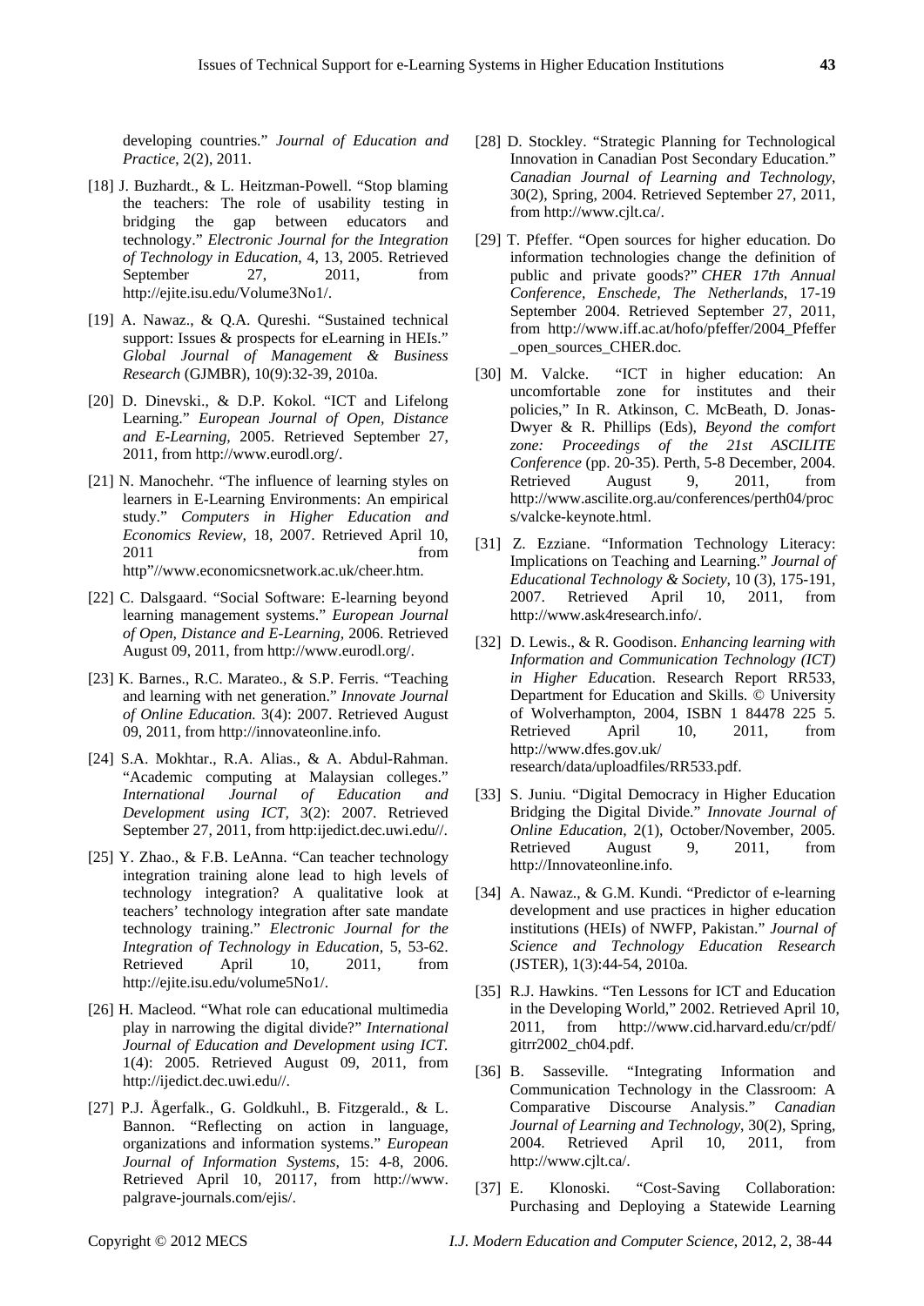developing countries." *Journal of Education and Practice*, 2(2), 2011.

[18] J. Buzhardt., & L. Heitzman-Powell. "Stop blaming the teachers: The role of usability testing in bridging the gap between educators and technology." *Electronic Journal for the Integration of Technology in Education*, 4, 13, 2005. Retrieved September 27, 2011, from http://ejite.isu.edu/Volume3No1/.

[19] A. Nawaz., & Q.A. Qureshi. "Sustained technical support: Issues & prospects for eLearning in HEIs." *Global Journal of Management & Business Research* (GJMBR), 10(9):32-39, 2010a.

[20] D. Dinevski., & D.P. Kokol. "ICT and Lifelong Learning." *European Journal of Open, Distance and E-Learning*, 2005. Retrieved September 27, 2011, from http://www.eurodl.org/.

[21] N. Manochehr. "The influence of learning styles on learners in E-Learning Environments: An empirical study." *Computers in Higher Education and Economics Review*, 18, 2007. Retrieved April 10, 2011 from http"//www.economicsnetwork.ac.uk/cheer.htm.

[22] C. Dalsgaard. "Social Software: E-learning beyond learning management systems." *European Journal of Open, Distance and E-Learning*, 2006. Retrieved August 09, 2011, from http://www.eurodl.org/.

[23] K. Barnes., R.C. Marateo., & S.P. Ferris. "Teaching and learning with net generation." *Innovate Journal of Online Education.* 3(4): 2007. Retrieved August 09, 2011, from http://innovateonline.info.

[24] S.A. Mokhtar., R.A. Alias., & A. Abdul-Rahman. "Academic computing at Malaysian colleges." *International Journal of Education and Development using ICT*, 3(2): 2007. Retrieved September 27, 2011, from http:ijedict.dec.uwi.edu//.

[25] Y. Zhao., & F.B. LeAnna. "Can teacher technology integration training alone lead to high levels of technology integration? A qualitative look at teachers' technology integration after sate mandate technology training." *Electronic Journal for the Integration of Technology in Education*, 5, 53-62. Retrieved April 10, 2011, from http://ejite.isu.edu/volume5No1/.

[26] H. Macleod. "What role can educational multimedia play in narrowing the digital divide?" *International Journal of Education and Development using ICT.* 1(4): 2005. Retrieved August 09, 2011, from http://ijedict.dec.uwi.edu//.

[27] P.J. Ågerfalk., G. Goldkuhl., B. Fitzgerald., & L. Bannon. "Reflecting on action in language, organizations and information systems." *European Journal of Information Systems*, 15: 4-8, 2006. Retrieved April 10, 20117, from http://www.palgrave-journals.com/ejis/.

[28] D. Stockley. "Strategic Planning for Technological Innovation in Canadian Post Secondary Education." *Canadian Journal of Learning and Technology*, 30(2), Spring, 2004. Retrieved September 27, 2011, from http://www.cjlt.ca/.

[29] T. Pfeffer. "Open sources for higher education. Do information technologies change the definition of public and private goods?" *CHER 17th Annual Conference, Enschede, The Netherlands*, 17-19 September 2004. Retrieved September 27, 2011, from http://www.iff.ac.at/hofo/pfeffer/2004_Pfeffer_open_sources_CHER.doc.

[30] M. Valcke. "ICT in higher education: An uncomfortable zone for institutes and their policies," In R. Atkinson, C. McBeath, D. Jonas-Dwyer & R. Phillips (Eds), *Beyond the comfort zone: Proceedings of the 21st ASCILITE Conference* (pp. 20-35). Perth, 5-8 December, 2004. Retrieved August 9, 2011, from http://www.ascilite.org.au/conferences/perth04/procs/valcke-keynote.html.

[31] Z. Ezziane. "Information Technology Literacy: Implications on Teaching and Learning." *Journal of Educational Technology & Society*, 10 (3), 175-191, 2007. Retrieved April 10, 2011, from http://www.ask4research.info/.

[32] D. Lewis., & R. Goodison. *Enhancing learning with Information and Communication Technology (ICT) in Higher Education*. Research Report RR533, Department for Education and Skills. © University of Wolverhampton, 2004, ISBN 1 84478 225 5. Retrieved April 10, 2011, from http://www.dfes.gov.uk/research/data/uploadfiles/RR533.pdf.

[33] S. Juniu. "Digital Democracy in Higher Education Bridging the Digital Divide." *Innovate Journal of Online Education*, 2(1), October/November, 2005. Retrieved August 9, 2011, from http://Innovateonline.info.

[34] A. Nawaz., & G.M. Kundi. "Predictor of e-learning development and use practices in higher education institutions (HEIs) of NWFP, Pakistan." *Journal of Science and Technology Education Research* (JSTER), 1(3):44-54, 2010a.

[35] R.J. Hawkins. "Ten Lessons for ICT and Education in the Developing World," 2002. Retrieved April 10, 2011, from http://www.cid.harvard.edu/cr/pdf/gitrr2002_ch04.pdf.

[36] B. Sasseville. "Integrating Information and Communication Technology in the Classroom: A Comparative Discourse Analysis." *Canadian Journal of Learning and Technology*, 30(2), Spring, 2004. Retrieved April 10, 2011, from http://www.cjlt.ca/.

[37] E. Klonoski. "Cost-Saving Collaboration: Purchasing and Deploying a Statewide Learning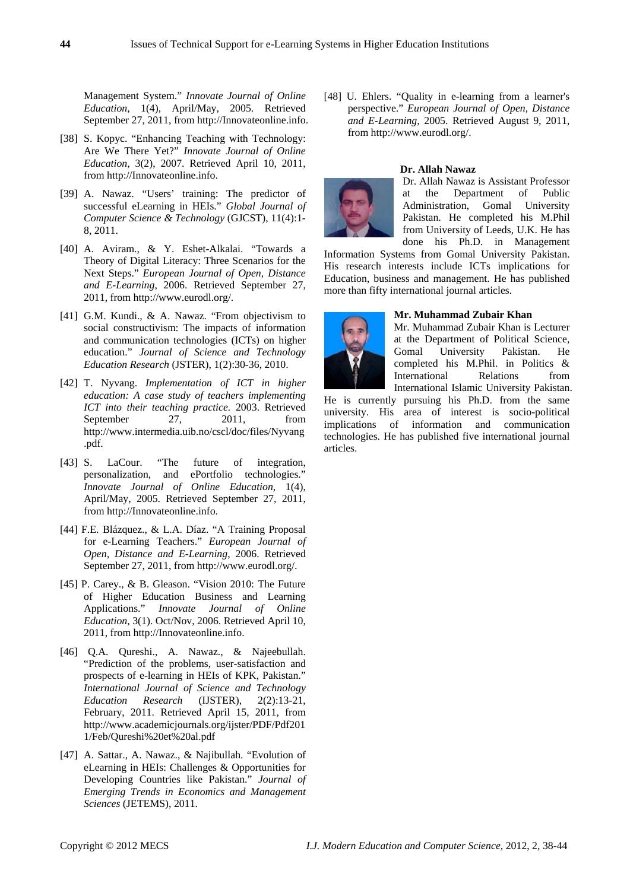Management System." *Innovate Journal of Online Education*, 1(4), April/May, 2005. Retrieved September 27, 2011, from http://Innovateonline.info.

[38] S. Kopyc. "Enhancing Teaching with Technology: Are We There Yet?" *Innovate Journal of Online Education*, 3(2), 2007. Retrieved April 10, 2011, from http://Innovateonline.info.

[39] A. Nawaz. "Users' training: The predictor of successful eLearning in HEIs." *Global Journal of Computer Science & Technology* (GJCST), 11(4):1-8, 2011.

[40] A. Aviram., & Y. Eshet-Alkalai. "Towards a Theory of Digital Literacy: Three Scenarios for the Next Steps." *European Journal of Open, Distance and E-Learning*, 2006. Retrieved September 27, 2011, from http://www.eurodl.org/.

[41] G.M. Kundi., & A. Nawaz. "From objectivism to social constructivism: The impacts of information and communication technologies (ICTs) on higher education." *Journal of Science and Technology Education Research* (JSTER), 1(2):30-36, 2010.

[42] T. Nyvang. *Implementation of ICT in higher education: A case study of teachers implementing ICT into their teaching practice.* 2003. Retrieved September 27, 2011, from http://www.intermedia.uib.no/cscl/doc/files/Nyvang.pdf.

[43] S. LaCour. "The future of integration, personalization, and ePortfolio technologies." *Innovate Journal of Online Education*, 1(4), April/May, 2005. Retrieved September 27, 2011, from http://Innovateonline.info.

[44] F.E. Blázquez., & L.A. Díaz. "A Training Proposal for e-Learning Teachers." *European Journal of Open, Distance and E-Learning*, 2006. Retrieved September 27, 2011, from http://www.eurodl.org/.

[45] P. Carey., & B. Gleason. "Vision 2010: The Future of Higher Education Business and Learning Applications." *Innovate Journal of Online Education*, 3(1). Oct/Nov, 2006. Retrieved April 10, 2011, from http://Innovateonline.info.

[46] Q.A. Qureshi., A. Nawaz., & Najeebullah. "Prediction of the problems, user-satisfaction and prospects of e-learning in HEIs of KPK, Pakistan." *International Journal of Science and Technology Education Research* (IJSTER), 2(2):13-21, February, 2011. Retrieved April 15, 2011, from http://www.academicjournals.org/ijster/PDF/Pdf2011/Feb/Qureshi%20et%20al.pdf

[47] A. Sattar., A. Nawaz., & Najibullah. "Evolution of eLearning in HEIs: Challenges & Opportunities for Developing Countries like Pakistan." *Journal of Emerging Trends in Economics and Management Sciences* (JETEMS), 2011.

[48] U. Ehlers. "Quality in e-learning from a learner's perspective." *European Journal of Open, Distance and E-Learning*, 2005. Retrieved August 9, 2011, from http://www.eurodl.org/.

**Dr. Allah Nawaz**

Dr. Allah Nawaz is Assistant Professor at the Department of Public Administration, Gomal University Pakistan. He completed his M.Phil from University of Leeds, U.K. He has done his Ph.D. in Management Information Systems from Gomal University Pakistan. His research interests include ICTs implications for Education, business and management. He has published more than fifty international journal articles.

**Mr. Muhammad Zubair Khan**

Mr. Muhammad Zubair Khan is Lecturer at the Department of Political Science, Gomal University Pakistan. He completed his M.Phil. in Politics & International Relations from International Islamic University Pakistan. He is currently pursuing his Ph.D. from the same university. His area of interest is socio-political implications of information and communication technologies. He has published five international journal articles.